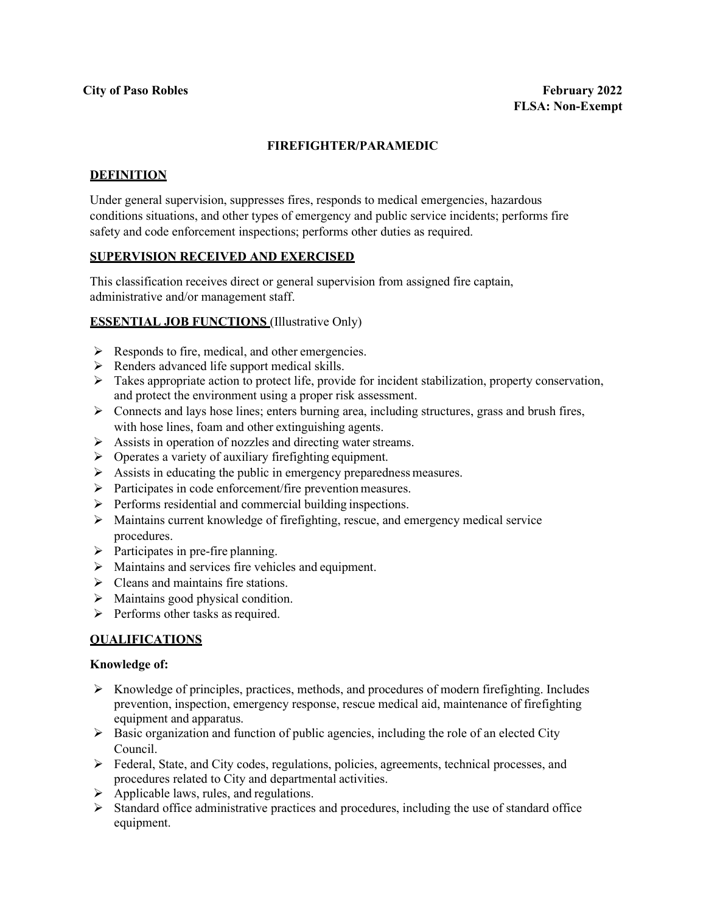**City of Paso Robles** **February 2022**
**FLSA: Non-Exempt**

# FIREFIGHTER/PARAMEDIC

## DEFINITION

Under general supervision, suppresses fires, responds to medical emergencies, hazardous conditions situations, and other types of emergency and public service incidents; performs fire safety and code enforcement inspections; performs other duties as required.

## SUPERVISION RECEIVED AND EXERCISED

This classification receives direct or general supervision from assigned fire captain, administrative and/or management staff.

## ESSENTIAL JOB FUNCTIONS (Illustrative Only)

- Responds to fire, medical, and other emergencies.
- Renders advanced life support medical skills.
- Takes appropriate action to protect life, provide for incident stabilization, property conservation, and protect the environment using a proper risk assessment.
- Connects and lays hose lines; enters burning area, including structures, grass and brush fires, with hose lines, foam and other extinguishing agents.
- Assists in operation of nozzles and directing water streams.
- Operates a variety of auxiliary firefighting equipment.
- Assists in educating the public in emergency preparedness measures.
- Participates in code enforcement/fire prevention measures.
- Performs residential and commercial building inspections.
- Maintains current knowledge of firefighting, rescue, and emergency medical service procedures.
- Participates in pre-fire planning.
- Maintains and services fire vehicles and equipment.
- Cleans and maintains fire stations.
- Maintains good physical condition.
- Performs other tasks as required.

## QUALIFICATIONS

**Knowledge of:**

- Knowledge of principles, practices, methods, and procedures of modern firefighting. Includes prevention, inspection, emergency response, rescue medical aid, maintenance of firefighting equipment and apparatus.
- Basic organization and function of public agencies, including the role of an elected City Council.
- Federal, State, and City codes, regulations, policies, agreements, technical processes, and procedures related to City and departmental activities.
- Applicable laws, rules, and regulations.
- Standard office administrative practices and procedures, including the use of standard office equipment.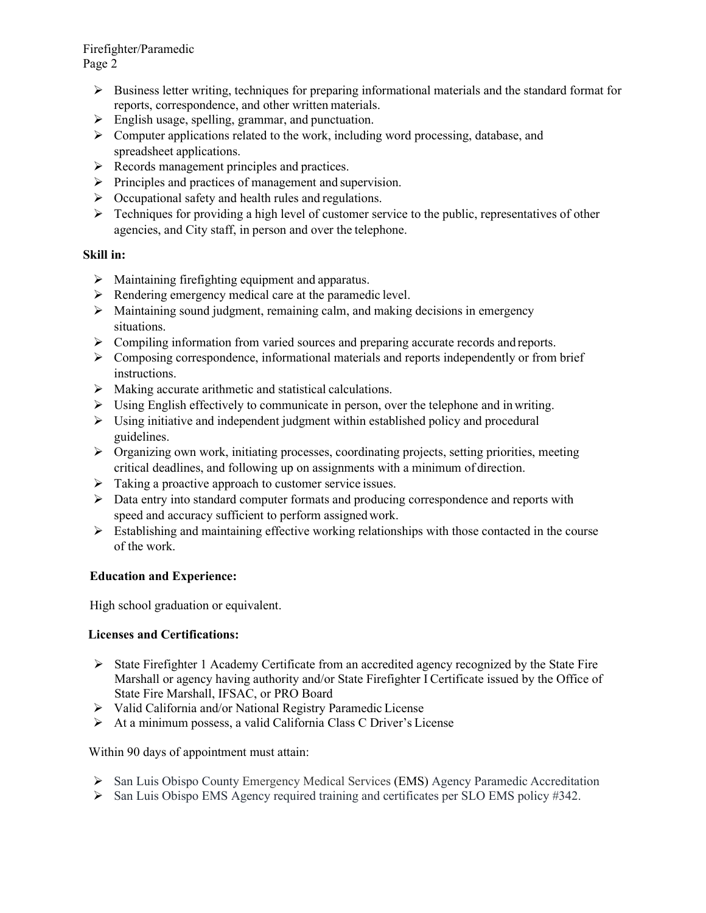- Business letter writing, techniques for preparing informational materials and the standard format for reports, correspondence, and other written materials.
- English usage, spelling, grammar, and punctuation.
- Computer applications related to the work, including word processing, database, and spreadsheet applications.
- Records management principles and practices.
- Principles and practices of management and supervision.
- Occupational safety and health rules and regulations.
- Techniques for providing a high level of customer service to the public, representatives of other agencies, and City staff, in person and over the telephone.

**Skill in:**

- Maintaining firefighting equipment and apparatus.
- Rendering emergency medical care at the paramedic level.
- Maintaining sound judgment, remaining calm, and making decisions in emergency situations.
- Compiling information from varied sources and preparing accurate records and reports.
- Composing correspondence, informational materials and reports independently or from brief instructions.
- Making accurate arithmetic and statistical calculations.
- Using English effectively to communicate in person, over the telephone and in writing.
- Using initiative and independent judgment within established policy and procedural guidelines.
- Organizing own work, initiating processes, coordinating projects, setting priorities, meeting critical deadlines, and following up on assignments with a minimum of direction.
- Taking a proactive approach to customer service issues.
- Data entry into standard computer formats and producing correspondence and reports with speed and accuracy sufficient to perform assigned work.
- Establishing and maintaining effective working relationships with those contacted in the course of the work.

**Education and Experience:**

High school graduation or equivalent.

**Licenses and Certifications:**

- State Firefighter 1 Academy Certificate from an accredited agency recognized by the State Fire Marshall or agency having authority and/or State Firefighter I Certificate issued by the Office of State Fire Marshall, IFSAC, or PRO Board
- Valid California and/or National Registry Paramedic License
- At a minimum possess, a valid California Class C Driver's License

Within 90 days of appointment must attain:

- San Luis Obispo County Emergency Medical Services (EMS) Agency Paramedic Accreditation
- San Luis Obispo EMS Agency required training and certificates per SLO EMS policy #342.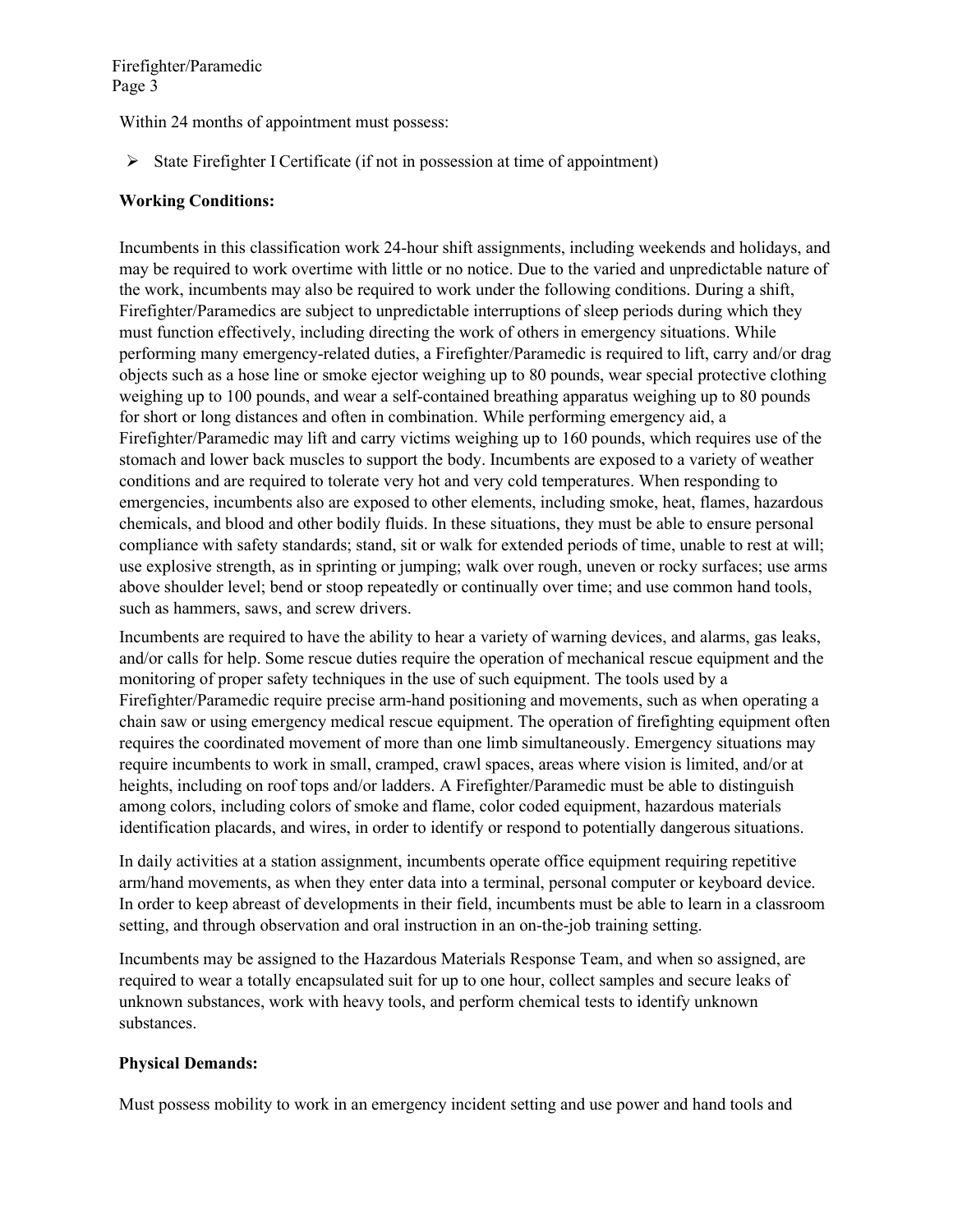Within 24 months of appointment must possess:

- State Firefighter I Certificate (if not in possession at time of appointment)

**Working Conditions:**

Incumbents in this classification work 24-hour shift assignments, including weekends and holidays, and may be required to work overtime with little or no notice. Due to the varied and unpredictable nature of the work, incumbents may also be required to work under the following conditions. During a shift, Firefighter/Paramedics are subject to unpredictable interruptions of sleep periods during which they must function effectively, including directing the work of others in emergency situations. While performing many emergency-related duties, a Firefighter/Paramedic is required to lift, carry and/or drag objects such as a hose line or smoke ejector weighing up to 80 pounds, wear special protective clothing weighing up to 100 pounds, and wear a self-contained breathing apparatus weighing up to 80 pounds for short or long distances and often in combination. While performing emergency aid, a Firefighter/Paramedic may lift and carry victims weighing up to 160 pounds, which requires use of the stomach and lower back muscles to support the body. Incumbents are exposed to a variety of weather conditions and are required to tolerate very hot and very cold temperatures. When responding to emergencies, incumbents also are exposed to other elements, including smoke, heat, flames, hazardous chemicals, and blood and other bodily fluids. In these situations, they must be able to ensure personal compliance with safety standards; stand, sit or walk for extended periods of time, unable to rest at will; use explosive strength, as in sprinting or jumping; walk over rough, uneven or rocky surfaces; use arms above shoulder level; bend or stoop repeatedly or continually over time; and use common hand tools, such as hammers, saws, and screw drivers.

Incumbents are required to have the ability to hear a variety of warning devices, and alarms, gas leaks, and/or calls for help. Some rescue duties require the operation of mechanical rescue equipment and the monitoring of proper safety techniques in the use of such equipment. The tools used by a Firefighter/Paramedic require precise arm-hand positioning and movements, such as when operating a chain saw or using emergency medical rescue equipment. The operation of firefighting equipment often requires the coordinated movement of more than one limb simultaneously. Emergency situations may require incumbents to work in small, cramped, crawl spaces, areas where vision is limited, and/or at heights, including on roof tops and/or ladders. A Firefighter/Paramedic must be able to distinguish among colors, including colors of smoke and flame, color coded equipment, hazardous materials identification placards, and wires, in order to identify or respond to potentially dangerous situations.

In daily activities at a station assignment, incumbents operate office equipment requiring repetitive arm/hand movements, as when they enter data into a terminal, personal computer or keyboard device. In order to keep abreast of developments in their field, incumbents must be able to learn in a classroom setting, and through observation and oral instruction in an on-the-job training setting.

Incumbents may be assigned to the Hazardous Materials Response Team, and when so assigned, are required to wear a totally encapsulated suit for up to one hour, collect samples and secure leaks of unknown substances, work with heavy tools, and perform chemical tests to identify unknown substances.

**Physical Demands:**

Must possess mobility to work in an emergency incident setting and use power and hand tools and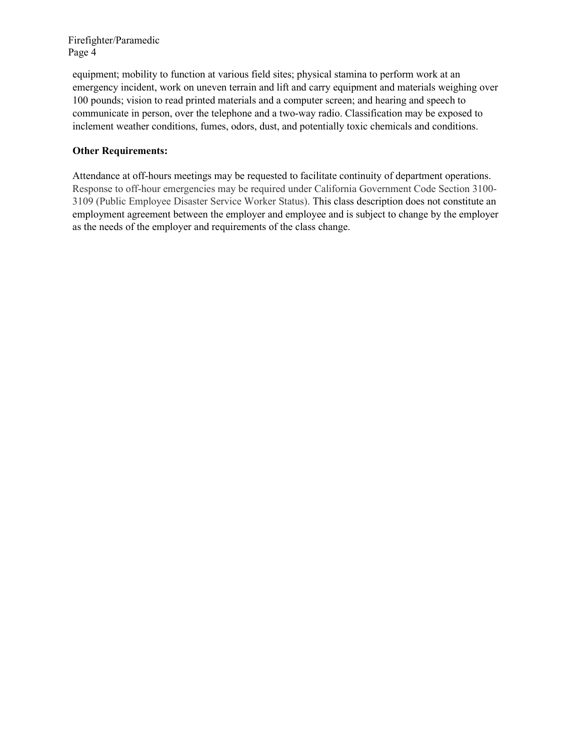equipment; mobility to function at various field sites; physical stamina to perform work at an emergency incident, work on uneven terrain and lift and carry equipment and materials weighing over 100 pounds; vision to read printed materials and a computer screen; and hearing and speech to communicate in person, over the telephone and a two-way radio. Classification may be exposed to inclement weather conditions, fumes, odors, dust, and potentially toxic chemicals and conditions.

**Other Requirements:**

Attendance at off-hours meetings may be requested to facilitate continuity of department operations. Response to off-hour emergencies may be required under California Government Code Section 3100-3109 (Public Employee Disaster Service Worker Status). This class description does not constitute an employment agreement between the employer and employee and is subject to change by the employer as the needs of the employer and requirements of the class change.